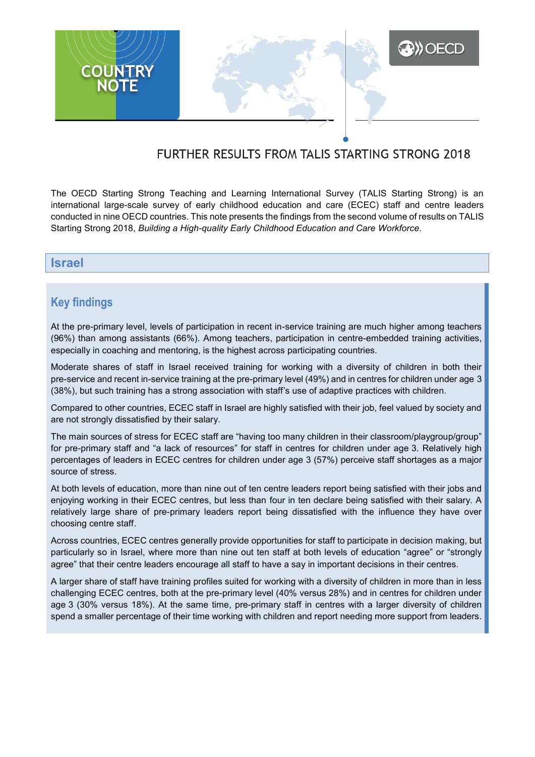# FURTHER RESULTS FROM TALIS STARTING STRONG 2018

The OECD Starting Strong Teaching and Learning International Survey (TALIS Starting Strong) is an international large-scale survey of early childhood education and care (ECEC) staff and centre leaders conducted in nine OECD countries. This note presents the findings from the second volume of results on TALIS Starting Strong 2018, *Building a High-quality Early Childhood Education and Care Workforce*.

## Israel

### Key findings

At the pre-primary level, levels of participation in recent in-service training are much higher among teachers (96%) than among assistants (66%). Among teachers, participation in centre-embedded training activities, especially in coaching and mentoring, is the highest across participating countries.

Moderate shares of staff in Israel received training for working with a diversity of children in both their pre-service and recent in-service training at the pre-primary level (49%) and in centres for children under age 3 (38%), but such training has a strong association with staff's use of adaptive practices with children.

Compared to other countries, ECEC staff in Israel are highly satisfied with their job, feel valued by society and are not strongly dissatisfied by their salary.

The main sources of stress for ECEC staff are "having too many children in their classroom/playgroup/group" for pre-primary staff and "a lack of resources" for staff in centres for children under age 3. Relatively high percentages of leaders in ECEC centres for children under age 3 (57%) perceive staff shortages as a major source of stress.

At both levels of education, more than nine out of ten centre leaders report being satisfied with their jobs and enjoying working in their ECEC centres, but less than four in ten declare being satisfied with their salary. A relatively large share of pre-primary leaders report being dissatisfied with the influence they have over choosing centre staff.

Across countries, ECEC centres generally provide opportunities for staff to participate in decision making, but particularly so in Israel, where more than nine out ten staff at both levels of education "agree" or "strongly agree" that their centre leaders encourage all staff to have a say in important decisions in their centres.

A larger share of staff have training profiles suited for working with a diversity of children in more than in less challenging ECEC centres, both at the pre-primary level (40% versus 28%) and in centres for children under age 3 (30% versus 18%). At the same time, pre-primary staff in centres with a larger diversity of children spend a smaller percentage of their time working with children and report needing more support from leaders.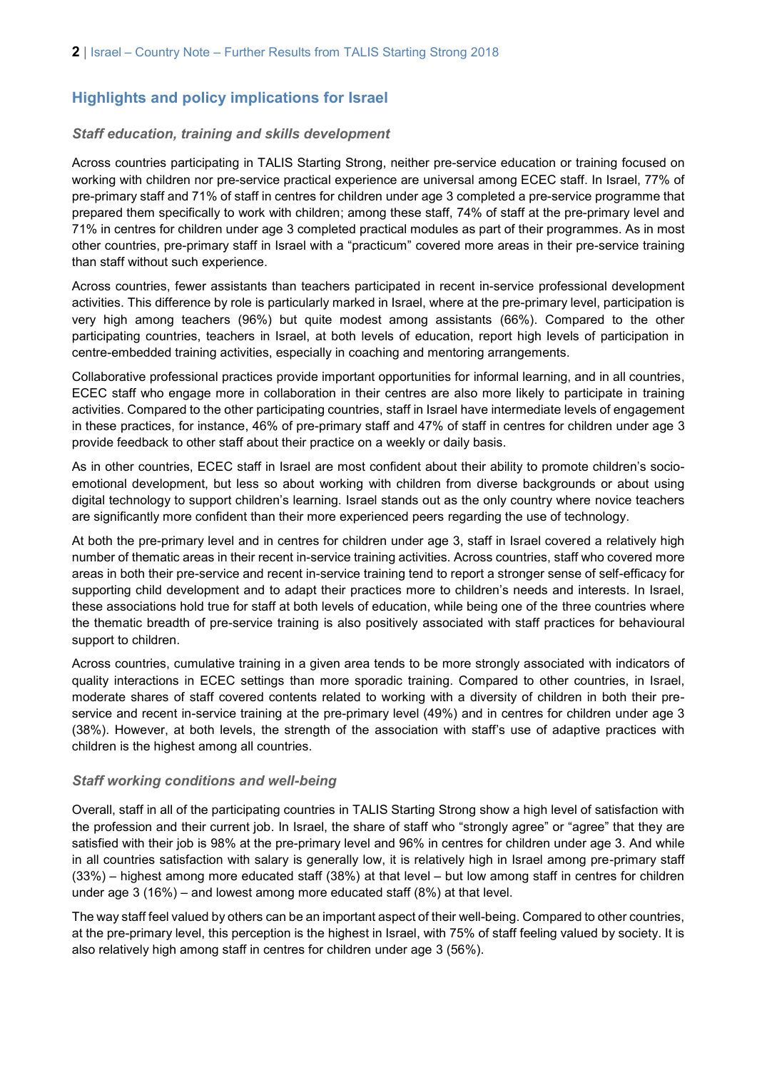## Highlights and policy implications for Israel

### *Staff education, training and skills development*

Across countries participating in TALIS Starting Strong, neither pre-service education or training focused on working with children nor pre-service practical experience are universal among ECEC staff. In Israel, 77% of pre-primary staff and 71% of staff in centres for children under age 3 completed a pre-service programme that prepared them specifically to work with children; among these staff, 74% of staff at the pre-primary level and 71% in centres for children under age 3 completed practical modules as part of their programmes. As in most other countries, pre-primary staff in Israel with a "practicum" covered more areas in their pre-service training than staff without such experience.

Across countries, fewer assistants than teachers participated in recent in-service professional development activities. This difference by role is particularly marked in Israel, where at the pre-primary level, participation is very high among teachers (96%) but quite modest among assistants (66%). Compared to the other participating countries, teachers in Israel, at both levels of education, report high levels of participation in centre-embedded training activities, especially in coaching and mentoring arrangements.

Collaborative professional practices provide important opportunities for informal learning, and in all countries, ECEC staff who engage more in collaboration in their centres are also more likely to participate in training activities. Compared to the other participating countries, staff in Israel have intermediate levels of engagement in these practices, for instance, 46% of pre-primary staff and 47% of staff in centres for children under age 3 provide feedback to other staff about their practice on a weekly or daily basis.

As in other countries, ECEC staff in Israel are most confident about their ability to promote children's socio-emotional development, but less so about working with children from diverse backgrounds or about using digital technology to support children's learning. Israel stands out as the only country where novice teachers are significantly more confident than their more experienced peers regarding the use of technology.

At both the pre-primary level and in centres for children under age 3, staff in Israel covered a relatively high number of thematic areas in their recent in-service training activities. Across countries, staff who covered more areas in both their pre-service and recent in-service training tend to report a stronger sense of self-efficacy for supporting child development and to adapt their practices more to children's needs and interests. In Israel, these associations hold true for staff at both levels of education, while being one of the three countries where the thematic breadth of pre-service training is also positively associated with staff practices for behavioural support to children.

Across countries, cumulative training in a given area tends to be more strongly associated with indicators of quality interactions in ECEC settings than more sporadic training. Compared to other countries, in Israel, moderate shares of staff covered contents related to working with a diversity of children in both their pre-service and recent in-service training at the pre-primary level (49%) and in centres for children under age 3 (38%). However, at both levels, the strength of the association with staff's use of adaptive practices with children is the highest among all countries.

### *Staff working conditions and well-being*

Overall, staff in all of the participating countries in TALIS Starting Strong show a high level of satisfaction with the profession and their current job. In Israel, the share of staff who "strongly agree" or "agree" that they are satisfied with their job is 98% at the pre-primary level and 96% in centres for children under age 3. And while in all countries satisfaction with salary is generally low, it is relatively high in Israel among pre-primary staff (33%) – highest among more educated staff (38%) at that level – but low among staff in centres for children under age 3 (16%) – and lowest among more educated staff (8%) at that level.

The way staff feel valued by others can be an important aspect of their well-being. Compared to other countries, at the pre-primary level, this perception is the highest in Israel, with 75% of staff feeling valued by society. It is also relatively high among staff in centres for children under age 3 (56%).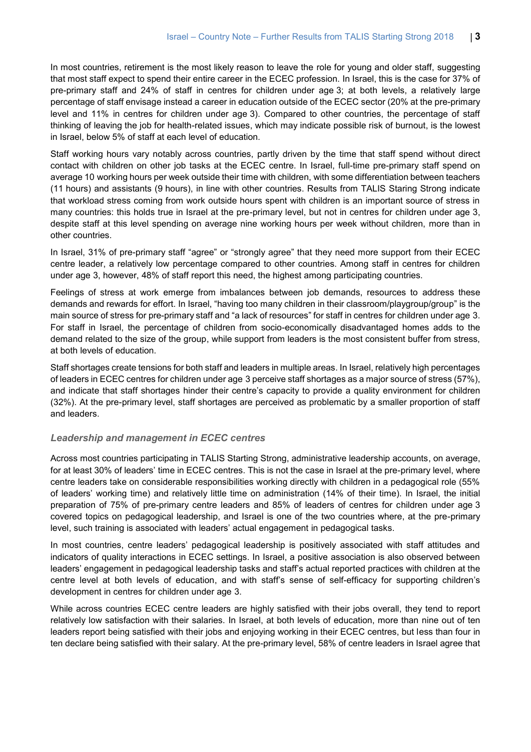In most countries, retirement is the most likely reason to leave the role for young and older staff, suggesting that most staff expect to spend their entire career in the ECEC profession. In Israel, this is the case for 37% of pre-primary staff and 24% of staff in centres for children under age 3; at both levels, a relatively large percentage of staff envisage instead a career in education outside of the ECEC sector (20% at the pre-primary level and 11% in centres for children under age 3). Compared to other countries, the percentage of staff thinking of leaving the job for health-related issues, which may indicate possible risk of burnout, is the lowest in Israel, below 5% of staff at each level of education.

Staff working hours vary notably across countries, partly driven by the time that staff spend without direct contact with children on other job tasks at the ECEC centre. In Israel, full-time pre-primary staff spend on average 10 working hours per week outside their time with children, with some differentiation between teachers (11 hours) and assistants (9 hours), in line with other countries. Results from TALIS Staring Strong indicate that workload stress coming from work outside hours spent with children is an important source of stress in many countries: this holds true in Israel at the pre-primary level, but not in centres for children under age 3, despite staff at this level spending on average nine working hours per week without children, more than in other countries.

In Israel, 31% of pre-primary staff "agree" or "strongly agree" that they need more support from their ECEC centre leader, a relatively low percentage compared to other countries. Among staff in centres for children under age 3, however, 48% of staff report this need, the highest among participating countries.

Feelings of stress at work emerge from imbalances between job demands, resources to address these demands and rewards for effort. In Israel, "having too many children in their classroom/playgroup/group" is the main source of stress for pre-primary staff and "a lack of resources" for staff in centres for children under age 3. For staff in Israel, the percentage of children from socio-economically disadvantaged homes adds to the demand related to the size of the group, while support from leaders is the most consistent buffer from stress, at both levels of education.

Staff shortages create tensions for both staff and leaders in multiple areas. In Israel, relatively high percentages of leaders in ECEC centres for children under age 3 perceive staff shortages as a major source of stress (57%), and indicate that staff shortages hinder their centre's capacity to provide a quality environment for children (32%). At the pre-primary level, staff shortages are perceived as problematic by a smaller proportion of staff and leaders.

### *Leadership and management in ECEC centres*

Across most countries participating in TALIS Starting Strong, administrative leadership accounts, on average, for at least 30% of leaders' time in ECEC centres. This is not the case in Israel at the pre-primary level, where centre leaders take on considerable responsibilities working directly with children in a pedagogical role (55% of leaders' working time) and relatively little time on administration (14% of their time). In Israel, the initial preparation of 75% of pre-primary centre leaders and 85% of leaders of centres for children under age 3 covered topics on pedagogical leadership, and Israel is one of the two countries where, at the pre-primary level, such training is associated with leaders' actual engagement in pedagogical tasks.

In most countries, centre leaders' pedagogical leadership is positively associated with staff attitudes and indicators of quality interactions in ECEC settings. In Israel, a positive association is also observed between leaders' engagement in pedagogical leadership tasks and staff's actual reported practices with children at the centre level at both levels of education, and with staff's sense of self-efficacy for supporting children's development in centres for children under age 3.

While across countries ECEC centre leaders are highly satisfied with their jobs overall, they tend to report relatively low satisfaction with their salaries. In Israel, at both levels of education, more than nine out of ten leaders report being satisfied with their jobs and enjoying working in their ECEC centres, but less than four in ten declare being satisfied with their salary. At the pre-primary level, 58% of centre leaders in Israel agree that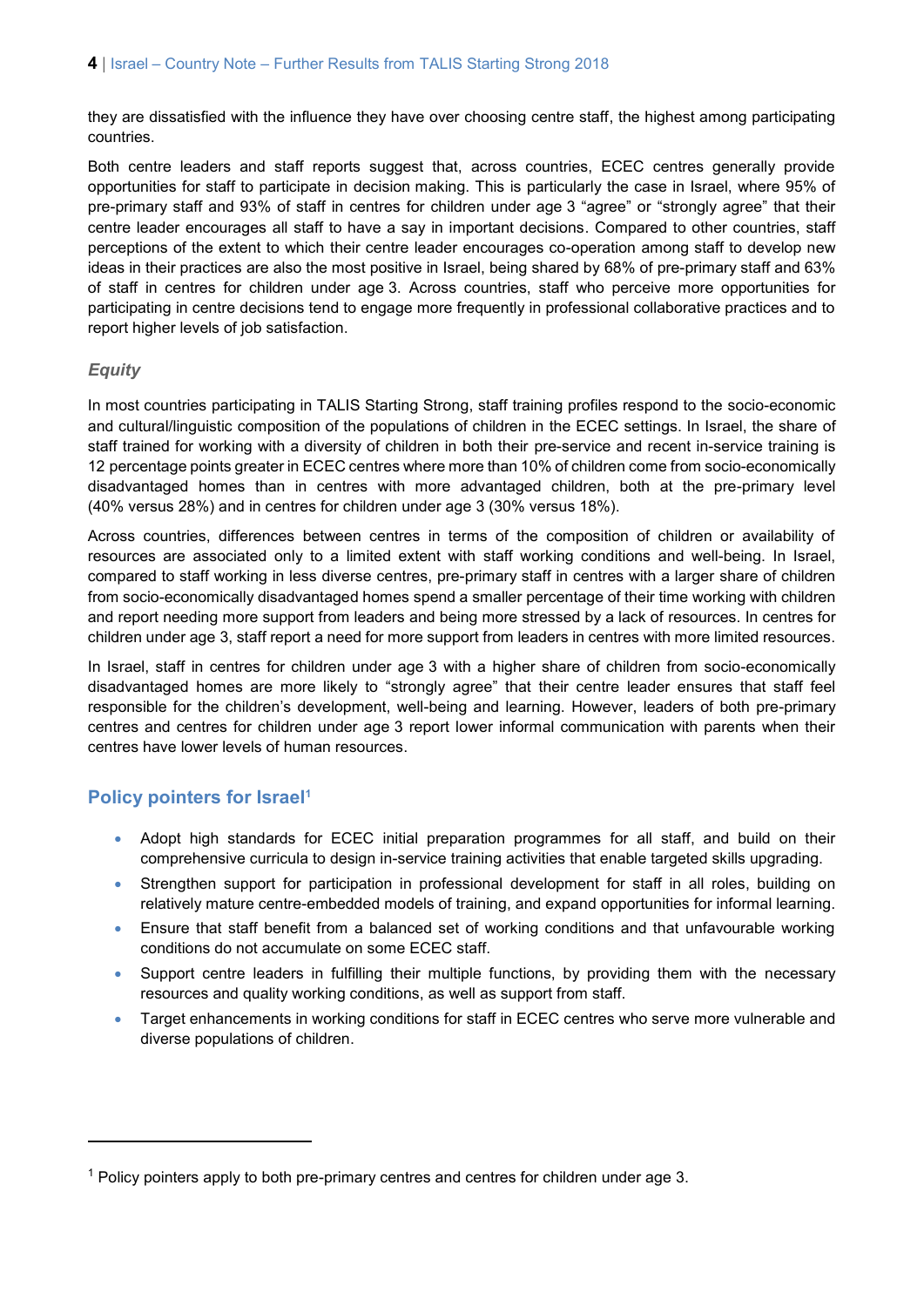they are dissatisfied with the influence they have over choosing centre staff, the highest among participating countries.

Both centre leaders and staff reports suggest that, across countries, ECEC centres generally provide opportunities for staff to participate in decision making. This is particularly the case in Israel, where 95% of pre-primary staff and 93% of staff in centres for children under age 3 "agree" or "strongly agree" that their centre leader encourages all staff to have a say in important decisions. Compared to other countries, staff perceptions of the extent to which their centre leader encourages co-operation among staff to develop new ideas in their practices are also the most positive in Israel, being shared by 68% of pre-primary staff and 63% of staff in centres for children under age 3. Across countries, staff who perceive more opportunities for participating in centre decisions tend to engage more frequently in professional collaborative practices and to report higher levels of job satisfaction.

### *Equity*

In most countries participating in TALIS Starting Strong, staff training profiles respond to the socio-economic and cultural/linguistic composition of the populations of children in the ECEC settings. In Israel, the share of staff trained for working with a diversity of children in both their pre-service and recent in-service training is 12 percentage points greater in ECEC centres where more than 10% of children come from socio-economically disadvantaged homes than in centres with more advantaged children, both at the pre-primary level (40% versus 28%) and in centres for children under age 3 (30% versus 18%).

Across countries, differences between centres in terms of the composition of children or availability of resources are associated only to a limited extent with staff working conditions and well-being. In Israel, compared to staff working in less diverse centres, pre-primary staff in centres with a larger share of children from socio-economically disadvantaged homes spend a smaller percentage of their time working with children and report needing more support from leaders and being more stressed by a lack of resources. In centres for children under age 3, staff report a need for more support from leaders in centres with more limited resources.

In Israel, staff in centres for children under age 3 with a higher share of children from socio-economically disadvantaged homes are more likely to "strongly agree" that their centre leader ensures that staff feel responsible for the children's development, well-being and learning. However, leaders of both pre-primary centres and centres for children under age 3 report lower informal communication with parents when their centres have lower levels of human resources.

## Policy pointers for Israel[1]

- Adopt high standards for ECEC initial preparation programmes for all staff, and build on their comprehensive curricula to design in-service training activities that enable targeted skills upgrading.
- Strengthen support for participation in professional development for staff in all roles, building on relatively mature centre-embedded models of training, and expand opportunities for informal learning.
- Ensure that staff benefit from a balanced set of working conditions and that unfavourable working conditions do not accumulate on some ECEC staff.
- Support centre leaders in fulfilling their multiple functions, by providing them with the necessary resources and quality working conditions, as well as support from staff.
- Target enhancements in working conditions for staff in ECEC centres who serve more vulnerable and diverse populations of children.

---

[1] Policy pointers apply to both pre-primary centres and centres for children under age 3.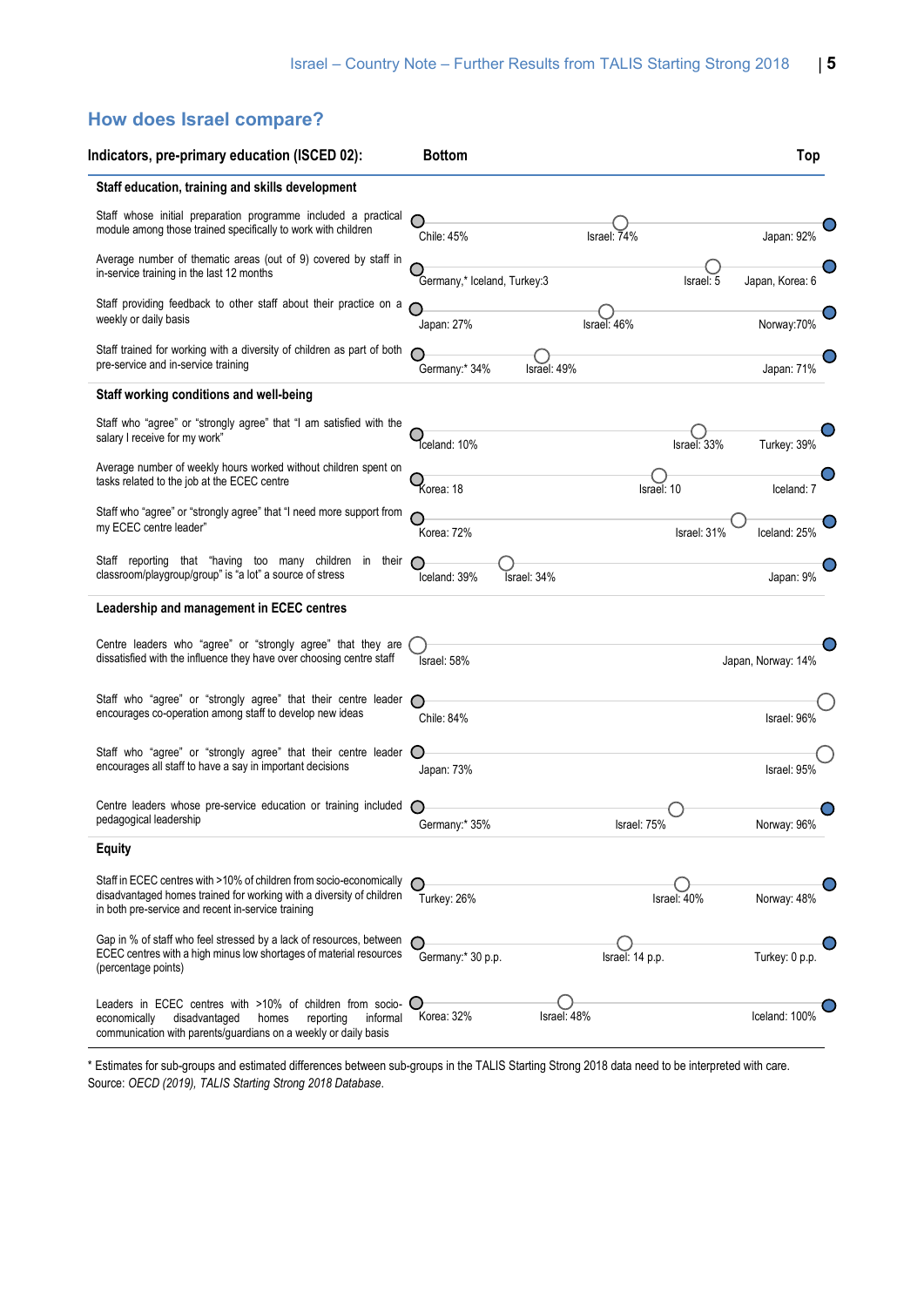## How does Israel compare?

| Indicators, pre-primary education (ISCED 02): | Bottom | Israel | Top |
|---|---|---|---|
| **Staff education, training and skills development** | | | |
| Staff whose initial preparation programme included a practical module among those trained specifically to work with children | Chile: 45% | Israel: 74% | Japan: 92% |
| Average number of thematic areas (out of 9) covered by staff in in-service training in the last 12 months | Germany,* Iceland, Turkey:3 | Israel: 5 | Japan, Korea: 6 |
| Staff providing feedback to other staff about their practice on a weekly or daily basis | Japan: 27% | Israel: 46% | Norway:70% |
| Staff trained for working with a diversity of children as part of both pre-service and in-service training | Germany:* 34% | Israel: 49% | Japan: 71% |
| **Staff working conditions and well-being** | | | |
| Staff who "agree" or "strongly agree" that "I am satisfied with the salary I receive for my work" | Iceland: 10% | Israel: 33% | Turkey: 39% |
| Average number of weekly hours worked without children spent on tasks related to the job at the ECEC centre | Korea: 18 | Israel: 10 | Iceland: 7 |
| Staff who "agree" or "strongly agree" that "I need more support from my ECEC centre leader" | Korea: 72% | Israel: 31% | Iceland: 25% |
| Staff reporting that "having too many children in their classroom/playgroup/group" is "a lot" a source of stress | Iceland: 39% | Israel: 34% | Japan: 9% |
| **Leadership and management in ECEC centres** | | | |
| Centre leaders who "agree" or "strongly agree" that they are dissatisfied with the influence they have over choosing centre staff | Israel: 58% | | Japan, Norway: 14% |
| Staff who "agree" or "strongly agree" that their centre leader encourages co-operation among staff to develop new ideas | Chile: 84% | | Israel: 96% |
| Staff who "agree" or "strongly agree" that their centre leader encourages all staff to have a say in important decisions | Japan: 73% | | Israel: 95% |
| Centre leaders whose pre-service education or training included pedagogical leadership | Germany:* 35% | Israel: 75% | Norway: 96% |
| **Equity** | | | |
| Staff in ECEC centres with >10% of children from socio-economically disadvantaged homes trained for working with a diversity of children in both pre-service and recent in-service training | Turkey: 26% | Israel: 40% | Norway: 48% |
| Gap in % of staff who feel stressed by a lack of resources, between ECEC centres with a high minus low shortages of material resources (percentage points) | Germany:* 30 p.p. | Israel: 14 p.p. | Turkey: 0 p.p. |
| Leaders in ECEC centres with >10% of children from socio-economically disadvantaged homes reporting informal communication with parents/guardians on a weekly or daily basis | Korea: 32% | Israel: 48% | Iceland: 100% |

* Estimates for sub-groups and estimated differences between sub-groups in the TALIS Starting Strong 2018 data need to be interpreted with care.
Source: *OECD (2019), TALIS Starting Strong 2018 Database*.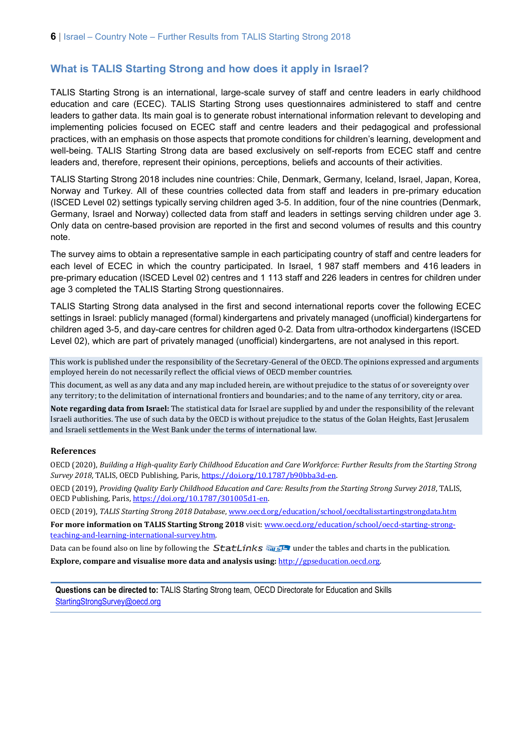## What is TALIS Starting Strong and how does it apply in Israel?

TALIS Starting Strong is an international, large-scale survey of staff and centre leaders in early childhood education and care (ECEC). TALIS Starting Strong uses questionnaires administered to staff and centre leaders to gather data. Its main goal is to generate robust international information relevant to developing and implementing policies focused on ECEC staff and centre leaders and their pedagogical and professional practices, with an emphasis on those aspects that promote conditions for children's learning, development and well-being. TALIS Starting Strong data are based exclusively on self-reports from ECEC staff and centre leaders and, therefore, represent their opinions, perceptions, beliefs and accounts of their activities.

TALIS Starting Strong 2018 includes nine countries: Chile, Denmark, Germany, Iceland, Israel, Japan, Korea, Norway and Turkey. All of these countries collected data from staff and leaders in pre-primary education (ISCED Level 02) settings typically serving children aged 3-5. In addition, four of the nine countries (Denmark, Germany, Israel and Norway) collected data from staff and leaders in settings serving children under age 3. Only data on centre-based provision are reported in the first and second volumes of results and this country note.

The survey aims to obtain a representative sample in each participating country of staff and centre leaders for each level of ECEC in which the country participated. In Israel, 1 987 staff members and 416 leaders in pre-primary education (ISCED Level 02) centres and 1 113 staff and 226 leaders in centres for children under age 3 completed the TALIS Starting Strong questionnaires.

TALIS Starting Strong data analysed in the first and second international reports cover the following ECEC settings in Israel: publicly managed (formal) kindergartens and privately managed (unofficial) kindergartens for children aged 3-5, and day-care centres for children aged 0-2. Data from ultra-orthodox kindergartens (ISCED Level 02), which are part of privately managed (unofficial) kindergartens, are not analysed in this report.

This work is published under the responsibility of the Secretary-General of the OECD. The opinions expressed and arguments employed herein do not necessarily reflect the official views of OECD member countries.

This document, as well as any data and any map included herein, are without prejudice to the status of or sovereignty over any territory; to the delimitation of international frontiers and boundaries; and to the name of any territory, city or area.

**Note regarding data from Israel:** The statistical data for Israel are supplied by and under the responsibility of the relevant Israeli authorities. The use of such data by the OECD is without prejudice to the status of the Golan Heights, East Jerusalem and Israeli settlements in the West Bank under the terms of international law.

### References

OECD (2020), *Building a High-quality Early Childhood Education and Care Workforce: Further Results from the Starting Strong Survey 2018*, TALIS, OECD Publishing, Paris, https://doi.org/10.1787/b90bba3d-en.

OECD (2019), *Providing Quality Early Childhood Education and Care: Results from the Starting Strong Survey 2018*, TALIS, OECD Publishing, Paris, https://doi.org/10.1787/301005d1-en.

OECD (2019), *TALIS Starting Strong 2018 Database*, www.oecd.org/education/school/oecdtalisstartingstrongdata.htm

**For more information on TALIS Starting Strong 2018** visit: www.oecd.org/education/school/oecd-starting-strong-teaching-and-learning-international-survey.htm.

Data can be found also on line by following the StatLinks under the tables and charts in the publication.

**Explore, compare and visualise more data and analysis using:** http://gpseducation.oecd.org.

**Questions can be directed to:** TALIS Starting Strong team, OECD Directorate for Education and Skills
StartingStrongSurvey@oecd.org